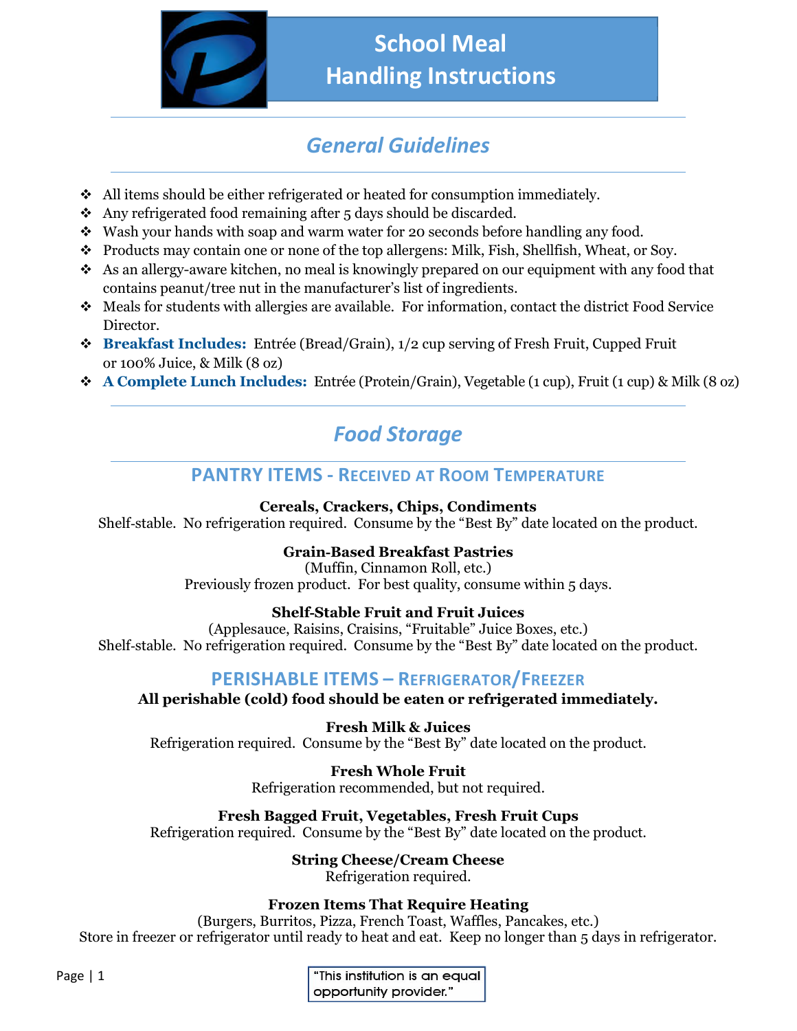# School Meal Handling Instructions

## General Guidelines

- All items should be either refrigerated or heated for consumption immediately.
- Any refrigerated food remaining after 5 days should be discarded.
- Wash your hands with soap and warm water for 20 seconds before handling any food.
- Products may contain one or none of the top allergens: Milk, Fish, Shellfish, Wheat, or Soy.
- As an allergy-aware kitchen, no meal is knowingly prepared on our equipment with any food that contains peanut/tree nut in the manufacturer's list of ingredients.
- Meals for students with allergies are available. For information, contact the district Food Service Director.
- **Breakfast Includes:** Entrée (Bread/Grain), 1/2 cup serving of Fresh Fruit, Cupped Fruit or 100% Juice, & Milk (8 oz)
- **A Complete Lunch Includes:** Entrée (Protein/Grain), Vegetable (1 cup), Fruit (1 cup) & Milk (8 oz)

## Food Storage

### PANTRY ITEMS - Received at Room Temperature

**Cereals, Crackers, Chips, Condiments**
Shelf-stable. No refrigeration required. Consume by the "Best By" date located on the product.

**Grain-Based Breakfast Pastries**
(Muffin, Cinnamon Roll, etc.)
Previously frozen product. For best quality, consume within 5 days.

**Shelf-Stable Fruit and Fruit Juices**
(Applesauce, Raisins, Craisins, "Fruitable" Juice Boxes, etc.)
Shelf-stable. No refrigeration required. Consume by the "Best By" date located on the product.

### PERISHABLE ITEMS – Refrigerator/Freezer

**All perishable (cold) food should be eaten or refrigerated immediately.**

**Fresh Milk & Juices**
Refrigeration required. Consume by the "Best By" date located on the product.

**Fresh Whole Fruit**
Refrigeration recommended, but not required.

**Fresh Bagged Fruit, Vegetables, Fresh Fruit Cups**
Refrigeration required. Consume by the "Best By" date located on the product.

**String Cheese/Cream Cheese**
Refrigeration required.

**Frozen Items That Require Heating**
(Burgers, Burritos, Pizza, French Toast, Waffles, Pancakes, etc.)
Store in freezer or refrigerator until ready to heat and eat. Keep no longer than 5 days in refrigerator.

"This institution is an equal opportunity provider."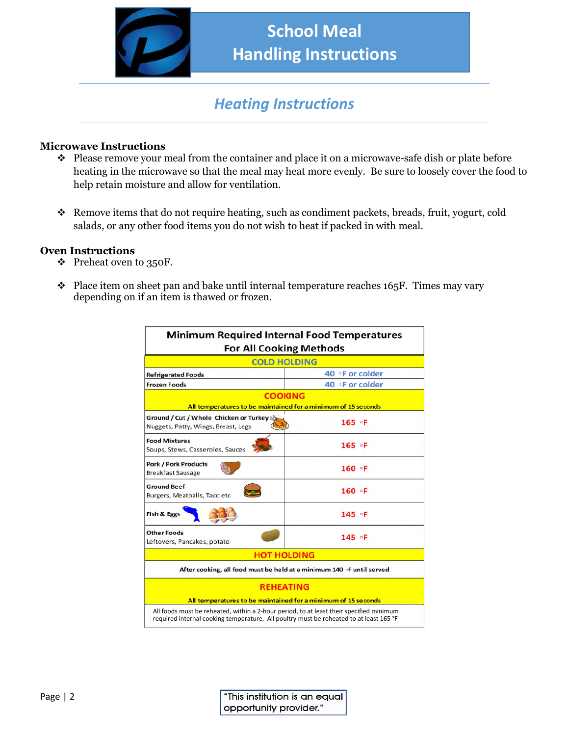# School Meal Handling Instructions

## *Heating Instructions*

**Microwave Instructions**

- Please remove your meal from the container and place it on a microwave-safe dish or plate before heating in the microwave so that the meal may heat more evenly. Be sure to loosely cover the food to help retain moisture and allow for ventilation.
- Remove items that do not require heating, such as condiment packets, breads, fruit, yogurt, cold salads, or any other food items you do not wish to heat if packed in with meal.

**Oven Instructions**

- Preheat oven to 350F.
- Place item on sheet pan and bake until internal temperature reaches 165F. Times may vary depending on if an item is thawed or frozen.

| Minimum Required Internal Food Temperatures For All Cooking Methods | |
|---|---|
| **COLD HOLDING** | |
| Refrigerated Foods | 40 °F or colder |
| Frozen Foods | 40 °F or colder |
| **COOKING** — All temperatures to be maintained for a minimum of 15 seconds | |
| Ground / Cut / Whole Chicken or Turkey — Nuggets, Patty, Wings, Breast, Legs | 165 °F |
| Food Mixtures — Soups, Stews, Casseroles, Sauces | 165 °F |
| Pork / Pork Products — Breakfast Sausage | 160 °F |
| Ground Beef — Burgers, Meatballs, Taco etc | 160 °F |
| Fish & Eggs | 145 °F |
| Other Foods — Leftovers, Pancakes, potato | 145 °F |
| **HOT HOLDING** | |
| After cooking, all food must be held at a minimum 140 °F until served | |
| **REHEATING** — All temperatures to be maintained for a minimum of 15 seconds | |
| All foods must be reheated, within a 2-hour period, to at least their specified minimum required internal cooking temperature. All poultry must be reheated to at least 165 °F | |

"This institution is an equal opportunity provider."